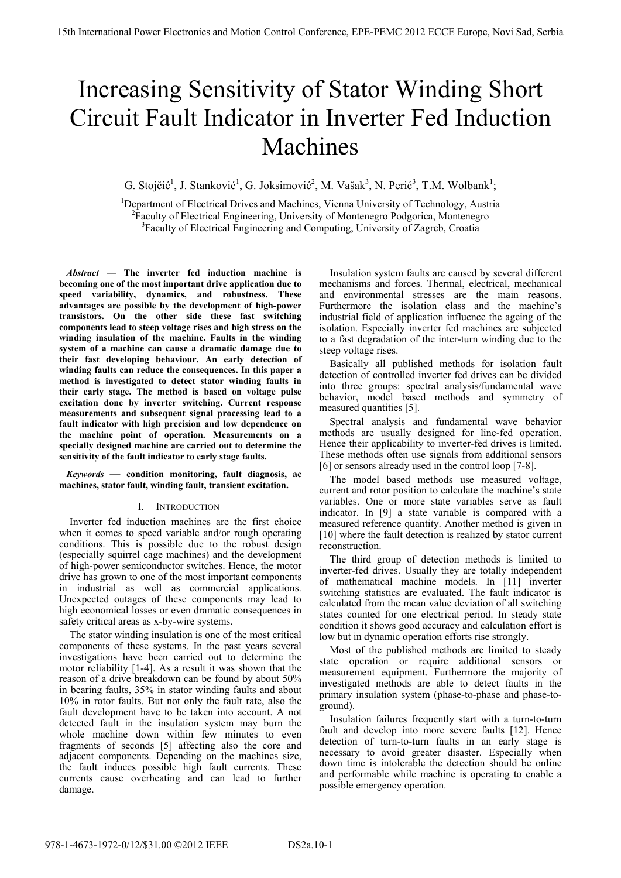# Increasing Sensitivity of Stator Winding Short Circuit Fault Indicator in Inverter Fed Induction Machines

G. Stojčić[1], J. Stanković[1], G. Joksimović[2], M. Vašak[3], N. Perić[3], T.M. Wolbank[1];

[1]Department of Electrical Drives and Machines, Vienna University of Technology, Austria
[2]Faculty of Electrical Engineering, University of Montenegro Podgorica, Montenegro
[3]Faculty of Electrical Engineering and Computing, University of Zagreb, Croatia

***Abstract*** — **The inverter fed induction machine is becoming one of the most important drive application due to speed variability, dynamics, and robustness. These advantages are possible by the development of high-power transistors. On the other side these fast switching components lead to steep voltage rises and high stress on the winding insulation of the machine. Faults in the winding system of a machine can cause a dramatic damage due to their fast developing behaviour. An early detection of winding faults can reduce the consequences. In this paper a method is investigated to detect stator winding faults in their early stage. The method is based on voltage pulse excitation done by inverter switching. Current response measurements and subsequent signal processing lead to a fault indicator with high precision and low dependence on the machine point of operation. Measurements on a specially designed machine are carried out to determine the sensitivity of the fault indicator to early stage faults.**

***Keywords*** — **condition monitoring, fault diagnosis, ac machines, stator fault, winding fault, transient excitation.**

## I. Introduction

Inverter fed induction machines are the first choice when it comes to speed variable and/or rough operating conditions. This is possible due to the robust design (especially squirrel cage machines) and the development of high-power semiconductor switches. Hence, the motor drive has grown to one of the most important components in industrial as well as commercial applications. Unexpected outages of these components may lead to high economical losses or even dramatic consequences in safety critical areas as x-by-wire systems.

The stator winding insulation is one of the most critical components of these systems. In the past years several investigations have been carried out to determine the motor reliability [1-4]. As a result it was shown that the reason of a drive breakdown can be found by about 50% in bearing faults, 35% in stator winding faults and about 10% in rotor faults. But not only the fault rate, also the fault development have to be taken into account. A not detected fault in the insulation system may burn the whole machine down within few minutes to even fragments of seconds [5] affecting also the core and adjacent components. Depending on the machines size, the fault induces possible high fault currents. These currents cause overheating and can lead to further damage.

Insulation system faults are caused by several different mechanisms and forces. Thermal, electrical, mechanical and environmental stresses are the main reasons. Furthermore the isolation class and the machine's industrial field of application influence the ageing of the isolation. Especially inverter fed machines are subjected to a fast degradation of the inter-turn winding due to the steep voltage rises.

Basically all published methods for isolation fault detection of controlled inverter fed drives can be divided into three groups: spectral analysis/fundamental wave behavior, model based methods and symmetry of measured quantities [5].

Spectral analysis and fundamental wave behavior methods are usually designed for line-fed operation. Hence their applicability to inverter-fed drives is limited. These methods often use signals from additional sensors [6] or sensors already used in the control loop [7-8].

The model based methods use measured voltage, current and rotor position to calculate the machine's state variables. One or more state variables serve as fault indicator. In [9] a state variable is compared with a measured reference quantity. Another method is given in [10] where the fault detection is realized by stator current reconstruction.

The third group of detection methods is limited to inverter-fed drives. Usually they are totally independent of mathematical machine models. In [11] inverter switching statistics are evaluated. The fault indicator is calculated from the mean value deviation of all switching states counted for one electrical period. In steady state condition it shows good accuracy and calculation effort is low but in dynamic operation efforts rise strongly.

Most of the published methods are limited to steady state operation or require additional sensors or measurement equipment. Furthermore the majority of investigated methods are able to detect faults in the primary insulation system (phase-to-phase and phase-to-ground).

Insulation failures frequently start with a turn-to-turn fault and develop into more severe faults [12]. Hence detection of turn-to-turn faults in an early stage is necessary to avoid greater disaster. Especially when down time is intolerable the detection should be online and performable while machine is operating to enable a possible emergency operation.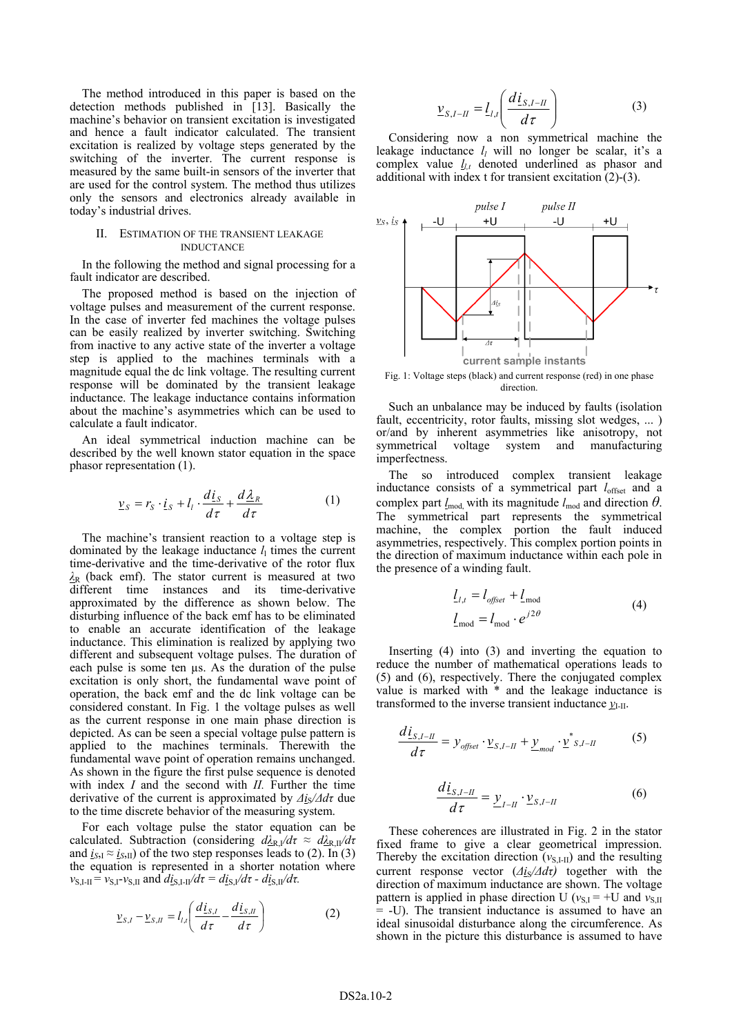The method introduced in this paper is based on the detection methods published in [13]. Basically the machine's behavior on transient excitation is investigated and hence a fault indicator calculated. The transient excitation is realized by voltage steps generated by the switching of the inverter. The current response is measured by the same built-in sensors of the inverter that are used for the control system. The method thus utilizes only the sensors and electronics already available in today's industrial drives.

## II. Estimation of the Transient Leakage Inductance

In the following the method and signal processing for a fault indicator are described.

The proposed method is based on the injection of voltage pulses and measurement of the current response. In the case of inverter fed machines the voltage pulses can be easily realized by inverter switching. Switching from inactive to any active state of the inverter a voltage step is applied to the machines terminals with a magnitude equal the dc link voltage. The resulting current response will be dominated by the transient leakage inductance. The leakage inductance contains information about the machine's asymmetries which can be used to calculate a fault indicator.

An ideal symmetrical induction machine can be described by the well known stator equation in the space phasor representation (1).

$$\underline{v}_S = r_S \cdot \underline{i}_S + l_l \cdot \frac{d\underline{i}_S}{d\tau} + \frac{d\underline{\lambda}_R}{d\tau} \tag{1}$$

The machine's transient reaction to a voltage step is dominated by the leakage inductance $l_l$ times the current time-derivative and the time-derivative of the rotor flux $\underline{\lambda}_R$ (back emf). The stator current is measured at two different time instances and its time-derivative approximated by the difference as shown below. The disturbing influence of the back emf has to be eliminated to enable an accurate identification of the leakage inductance. This elimination is realized by applying two different and subsequent voltage pulses. The duration of each pulse is some ten µs. As the duration of the pulse excitation is only short, the fundamental wave point of operation, the back emf and the dc link voltage can be considered constant. In Fig. 1 the voltage pulses as well as the current response in one main phase direction is depicted. As can be seen a special voltage pulse pattern is applied to the machines terminals. Therewith the fundamental wave point of operation remains unchanged. As shown in the figure the first pulse sequence is denoted with index *I* and the second with *II*. Further the time derivative of the current is approximated by $\Delta\underline{i}_S/\Delta\tau$ due to the time discrete behavior of the measuring system.

For each voltage pulse the stator equation can be calculated. Subtraction (considering $d\underline{\lambda}_{R,I}/d\tau \approx d\underline{\lambda}_{R,II}/d\tau$ and $\underline{i}_{S,I} \approx \underline{i}_{S,II}$) of the two step responses leads to (2). In (3) the equation is represented in a shorter notation where $v_{S,I-II} = v_{S,I} - v_{S,II}$ and $d\underline{i}_{S,I-II}/d\tau = d\underline{i}_{S,I}/d\tau - d\underline{i}_{S,II}/d\tau$.

$$\underline{v}_{S,I} - \underline{v}_{S,II} = \underline{l}_{l,t}\left(\frac{d\underline{i}_{S,I}}{d\tau} - \frac{d\underline{i}_{S,II}}{d\tau}\right) \tag{2}$$

$$\underline{v}_{S,I-II} = \underline{l}_{l,t}\left(\frac{d\underline{i}_{S,I-II}}{d\tau}\right) \tag{3}$$

Considering now a non symmetrical machine the leakage inductance $l_l$ will no longer be scalar, it's a complex value $\underline{l}_{l,t}$ denoted underlined as phasor and additional with index t for transient excitation (2)-(3).

Fig. 1: Voltage steps (black) and current response (red) in one phase direction.

Such an unbalance may be induced by faults (isolation fault, eccentricity, rotor faults, missing slot wedges, ... ) or/and by inherent asymmetries like anisotropy, not symmetrical voltage system and manufacturing imperfectness.

The so introduced complex transient leakage inductance consists of a symmetrical part $l_{offset}$ and a complex part $\underline{l}_{mod}$ with its magnitude $l_{mod}$ and direction $\theta$. The symmetrical part represents the symmetrical machine, the complex portion the fault induced asymmetries, respectively. This complex portion points in the direction of maximum inductance within each pole in the presence of a winding fault.

$$\begin{aligned} \underline{l}_{l,t} &= l_{offset} + \underline{l}_{mod} \\ \underline{l}_{mod} &= l_{mod} \cdot e^{j2\theta} \end{aligned} \tag{4}$$

Inserting (4) into (3) and inverting the equation to reduce the number of mathematical operations leads to (5) and (6), respectively. There the conjugated complex value is marked with * and the leakage inductance is transformed to the inverse transient inductance $\underline{y}_{I-II}$.

$$\frac{d\underline{i}_{S,I-II}}{d\tau} = y_{offset} \cdot \underline{v}_{S,I-II} + \underline{y}_{mod} \cdot \underline{v}^*_{S,I-II} \tag{5}$$

$$\frac{d\underline{i}_{S,I-II}}{d\tau} = \underline{y}_{I-II} \cdot \underline{v}_{S,I-II} \tag{6}$$

These coherences are illustrated in Fig. 2 in the stator fixed frame to give a clear geometrical impression. Thereby the excitation direction ($v_{S,I-II}$) and the resulting current response vector ($\Delta\underline{i}_S/\Delta\tau$) together with the direction of maximum inductance are shown. The voltage pattern is applied in phase direction U ($v_{S,I}$ = +U and $v_{S,II}$ = -U). The transient inductance is assumed to have an ideal sinusoidal disturbance along the circumference. As shown in the picture this disturbance is assumed to have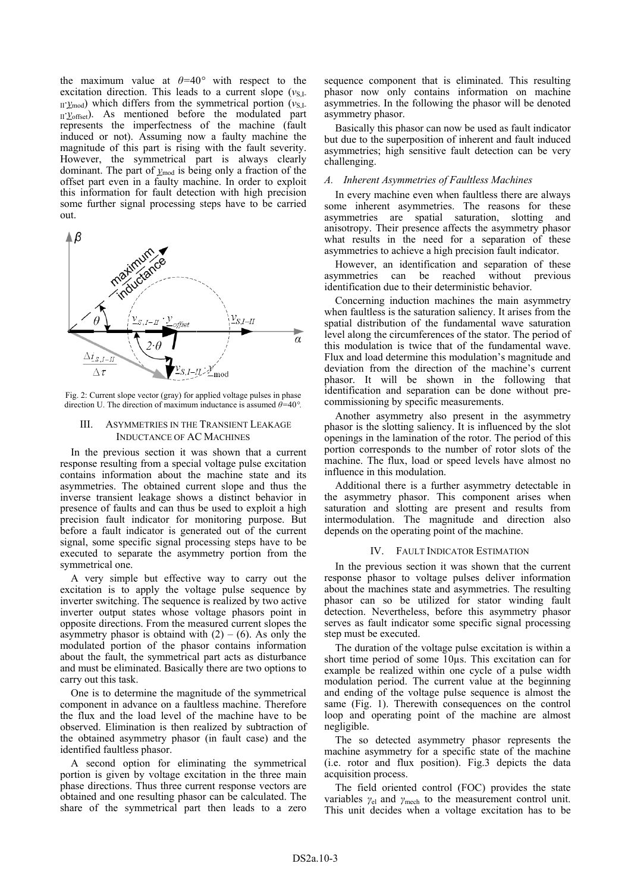the maximum value at $\theta$=40° with respect to the excitation direction. This leads to a current slope ($v_{S,I-II} \cdot \underline{y}_{mod}$) which differs from the symmetrical portion ($v_{S,I-II} \cdot \underline{y}_{offset}$). As mentioned before the modulated part represents the imperfectness of the machine (fault induced or not). Assuming now a faulty machine the magnitude of this part is rising with the fault severity. However, the symmetrical part is always clearly dominant. The part of $\underline{y}_{mod}$ is being only a fraction of the offset part even in a faulty machine. In order to exploit this information for fault detection with high precision some further signal processing steps have to be carried out.

β
maximum inductance
θ
$\underline{v}_{S,I-II} \cdot \underline{y}_{offset}$
$\underline{v}_{S,I-II}$
α
2·θ
$\frac{\Delta \underline{i}_{S,I-II}}{\Delta \tau}$
$\underline{v}_{S,I-II} \cdot \underline{y}_{mod}$

Fig. 2: Current slope vector (gray) for applied voltage pulses in phase direction U. The direction of maximum inductance is assumed $\theta$=40°.

## III. Asymmetries in the Transient Leakage Inductance of AC Machines

In the previous section it was shown that a current response resulting from a special voltage pulse excitation contains information about the machine state and its asymmetries. The obtained current slope and thus the inverse transient leakage shows a distinct behavior in presence of faults and can thus be used to exploit a high precision fault indicator for monitoring purpose. But before a fault indicator is generated out of the current signal, some specific signal processing steps have to be executed to separate the asymmetry portion from the symmetrical one.

A very simple but effective way to carry out the excitation is to apply the voltage pulse sequence by inverter switching. The sequence is realized by two active inverter output states whose voltage phasors point in opposite directions. From the measured current slopes the asymmetry phasor is obtaind with (2) – (6). As only the modulated portion of the phasor contains information about the fault, the symmetrical part acts as disturbance and must be eliminated. Basically there are two options to carry out this task.

One is to determine the magnitude of the symmetrical component in advance on a faultless machine. Therefore the flux and the load level of the machine have to be observed. Elimination is then realized by subtraction of the obtained asymmetry phasor (in fault case) and the identified faultless phasor.

A second option for eliminating the symmetrical portion is given by voltage excitation in the three main phase directions. Thus three current response vectors are obtained and one resulting phasor can be calculated. The share of the symmetrical part then leads to a zero sequence component that is eliminated. This resulting phasor now only contains information on machine asymmetries. In the following the phasor will be denoted asymmetry phasor.

Basically this phasor can now be used as fault indicator but due to the superposition of inherent and fault induced asymmetries; high sensitive fault detection can be very challenging.

### A. Inherent Asymmetries of Faultless Machines

In every machine even when faultless there are always some inherent asymmetries. The reasons for these asymmetries are spatial saturation, slotting and anisotropy. Their presence affects the asymmetry phasor what results in the need for a separation of these asymmetries to achieve a high precision fault indicator.

However, an identification and separation of these asymmetries can be reached without previous identification due to their deterministic behavior.

Concerning induction machines the main asymmetry when faultless is the saturation saliency. It arises from the spatial distribution of the fundamental wave saturation level along the circumferences of the stator. The period of this modulation is twice that of the fundamental wave. Flux and load determine this modulation's magnitude and deviation from the direction of the machine's current phasor. It will be shown in the following that identification and separation can be done without pre-commissioning by specific measurements.

Another asymmetry also present in the asymmetry phasor is the slotting saliency. It is influenced by the slot openings in the lamination of the rotor. The period of this portion corresponds to the number of rotor slots of the machine. The flux, load or speed levels have almost no influence in this modulation.

Additional there is a further asymmetry detectable in the asymmetry phasor. This component arises when saturation and slotting are present and results from intermodulation. The magnitude and direction also depends on the operating point of the machine.

## IV. Fault Indicator Estimation

In the previous section it was shown that the current response phasor to voltage pulses deliver information about the machines state and asymmetries. The resulting phasor can so be utilized for stator winding fault detection. Nevertheless, before this asymmetry phasor serves as fault indicator some specific signal processing step must be executed.

The duration of the voltage pulse excitation is within a short time period of some 10µs. This excitation can for example be realized within one cycle of a pulse width modulation period. The current value at the beginning and ending of the voltage pulse sequence is almost the same (Fig. 1). Therewith consequences on the control loop and operating point of the machine are almost negligible.

The so detected asymmetry phasor represents the machine asymmetry for a specific state of the machine (i.e. rotor and flux position). Fig.3 depicts the data acquisition process.

The field oriented control (FOC) provides the state variables $\gamma_{el}$ and $\gamma_{mech}$ to the measurement control unit. This unit decides when a voltage excitation has to be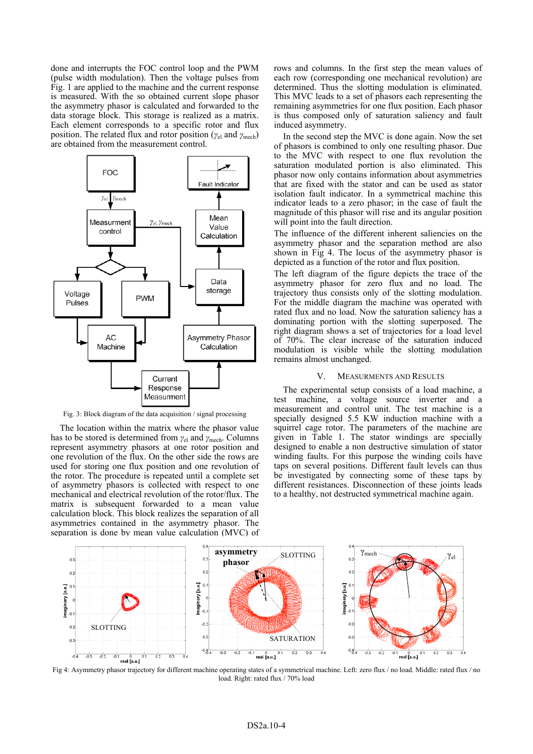done and interrupts the FOC control loop and the PWM (pulse width modulation). Then the voltage pulses from Fig. 1 are applied to the machine and the current response is measured. With the so obtained current slope phasor the asymmetry phasor is calculated and forwarded to the data storage block. This storage is realized as a matrix. Each element corresponds to a specific rotor and flux position. The related flux and rotor position ($\gamma_{el}$ and $\gamma_{mech}$) are obtained from the measurement control.

FOC

$\gamma_{el}$ $\gamma_{mech}$

Measurment control

$\gamma_{el}$, $\gamma_{mech}$

Voltage Pulses

PWM

AC Machine

Current Response Measurment

Asymmetry Phasor Calculation

Data storage

Mean Value Calculation

Fault Indicator

Fig. 3: Block diagram of the data acquisition / signal processing

The location within the matrix where the phasor value has to be stored is determined from $\gamma_{el}$ and $\gamma_{mech}$. Columns represent asymmetry phasors at one rotor position and one revolution of the flux. On the other side the rows are used for storing one flux position and one revolution of the rotor. The procedure is repeated until a complete set of asymmetry phasors is collected with respect to one mechanical and electrical revolution of the rotor/flux. The matrix is subsequent forwarded to a mean value calculation block. This block realizes the separation of all asymmetries contained in the asymmetry phasor. The separation is done by mean value calculation (MVC) of rows and columns. In the first step the mean values of each row (corresponding one mechanical revolution) are determined. Thus the slotting modulation is eliminated. This MVC leads to a set of phasors each representing the remaining asymmetries for one flux position. Each phasor is thus composed only of saturation saliency and fault induced asymmetry.

In the second step the MVC is done again. Now the set of phasors is combined to only one resulting phasor. Due to the MVC with respect to one flux revolution the saturation modulated portion is also eliminated. This phasor now only contains information about asymmetries that are fixed with the stator and can be used as stator isolation fault indicator. In a symmetrical machine this indicator leads to a zero phasor; in the case of fault the magnitude of this phasor will rise and its angular position will point into the fault direction.

The influence of the different inherent saliencies on the asymmetry phasor and the separation method are also shown in Fig 4. The locus of the asymmetry phasor is depicted as a function of the rotor and flux position.

The left diagram of the figure depicts the trace of the asymmetry phasor for zero flux and no load. The trajectory thus consists only of the slotting modulation. For the middle diagram the machine was operated with rated flux and no load. Now the saturation saliency has a dominating portion with the slotting superposed. The right diagram shows a set of trajectories for a load level of 70%. The clear increase of the saturation induced modulation is visible while the slotting modulation remains almost unchanged.

## V. MEASURMENTS AND RESULTS

The experimental setup consists of a load machine, a test machine, a voltage source inverter and a measurement and control unit. The test machine is a specially designed 5.5 KW induction machine with a squirrel cage rotor. The parameters of the machine are given in Table 1. The stator windings are specially designed to enable a non destructive simulation of stator winding faults. For this purpose the winding coils have taps on several positions. Different fault levels can thus be investigated by connecting some of these taps by different resistances. Disconnection of these joints leads to a healthy, not destructed symmetrical machine again.

SLOTTING

imaginary [a.u.]

real [a.u.]

asymmetry phasor

SLOTTING

SATURATION

$\gamma_{mech}$

$\gamma_{el}$

Fig 4: Asymmetry phasor trajectory for different machine operating states of a symmetrical machine. Left: zero flux / no load. Middle: rated flux / no load. Right: rated flux / 70% load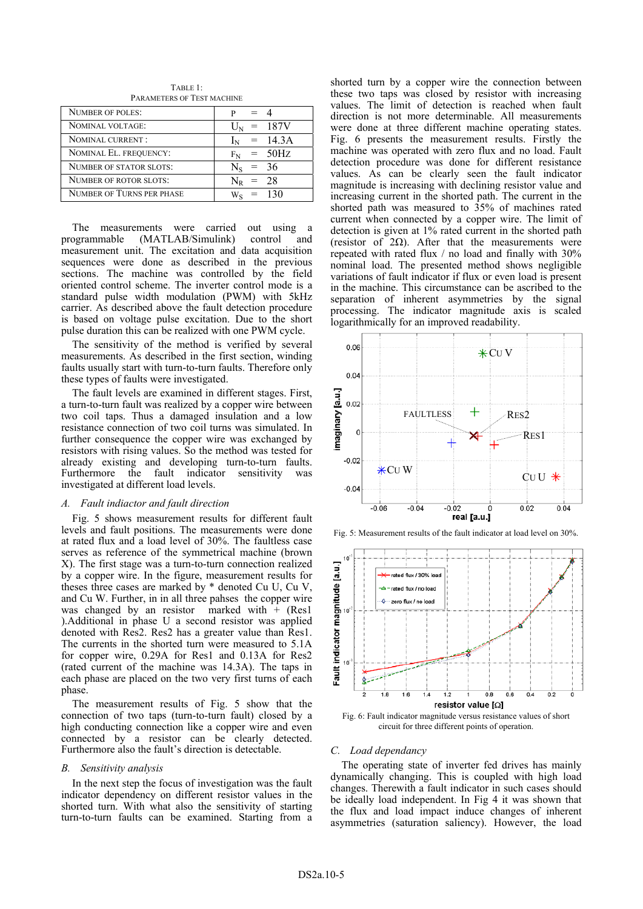TABLE 1: PARAMETERS OF TEST MACHINE

| | |
|---|---|
| NUMBER OF POLES: | P = 4 |
| NOMINAL VOLTAGE: | $U_N$ = 187V |
| NOMINAL CURRENT : | $I_N$ = 14.3A |
| NOMINAL EL. FREQUENCY: | $F_N$ = 50HZ |
| NUMBER OF STATOR SLOTS: | $N_S$ = 36 |
| NUMBER OF ROTOR SLOTS: | $N_R$ = 28 |
| NUMBER OF TURNS PER PHASE | $W_S$ = 130 |

The measurements were carried out using a programmable (MATLAB/Simulink) control and measurement unit. The excitation and data acquisition sequences were done as described in the previous sections. The machine was controlled by the field oriented control scheme. The inverter control mode is a standard pulse width modulation (PWM) with 5kHz carrier. As described above the fault detection procedure is based on voltage pulse excitation. Due to the short pulse duration this can be realized with one PWM cycle.

The sensitivity of the method is verified by several measurements. As described in the first section, winding faults usually start with turn-to-turn faults. Therefore only these types of faults were investigated.

The fault levels are examined in different stages. First, a turn-to-turn fault was realized by a copper wire between two coil taps. Thus a damaged insulation and a low resistance connection of two coil turns was simulated. In further consequence the copper wire was exchanged by resistors with rising values. So the method was tested for already existing and developing turn-to-turn faults. Furthermore the fault indicator sensitivity was investigated at different load levels.

### *A. Fault indiactor and fault direction*

Fig. 5 shows measurement results for different fault levels and fault positions. The measurements were done at rated flux and a load level of 30%. The faultless case serves as reference of the symmetrical machine (brown X). The first stage was a turn-to-turn connection realized by a copper wire. In the figure, measurement results for theses three cases are marked by * denoted Cu U, Cu V, and Cu W. Further, in in all three pahses the copper wire was changed by an resistor marked with + (Res1 ).Additional in phase U a second resistor was applied denoted with Res2. Res2 has a greater value than Res1. The currents in the shorted turn were measured to 5.1A for copper wire, 0.29A for Res1 and 0.13A for Res2 (rated current of the machine was 14.3A). The taps in each phase are placed on the two very first turns of each phase.

The measurement results of Fig. 5 show that the connection of two taps (turn-to-turn fault) closed by a high conducting connection like a copper wire and even connected by a resistor can be clearly detected. Furthermore also the fault's direction is detectable.

### *B. Sensitivity analysis*

In the next step the focus of investigation was the fault indicator dependency on different resistor values in the shorted turn. With what also the sensitivity of starting turn-to-turn faults can be examined. Starting from a shorted turn by a copper wire the connection between these two taps was closed by resistor with increasing values. The limit of detection is reached when fault direction is not more determinable. All measurements were done at three different machine operating states. Fig. 6 presents the measurement results. Firstly the machine was operated with zero flux and no load. Fault detection procedure was done for different resistance values. As can be clearly seen the fault indicator magnitude is increasing with declining resistor value and increasing current in the shorted path. The current in the shorted path was measured to 35% of machines rated current when connected by a copper wire. The limit of detection is given at 1% rated current in the shorted path (resistor of 2Ω). After that the measurements were repeated with rated flux / no load and finally with 30% nominal load. The presented method shows negligible variations of fault indicator if flux or even load is present in the machine. This circumstance can be ascribed to the separation of inherent asymmetries by the signal processing. The indicator magnitude axis is scaled logarithmically for an improved readability.

Fig. 5: Measurement results of the fault indicator at load level on 30%.

Fig. 6: Fault indicator magnitude versus resistance values of short circuit for three different points of operation.

### *C. Load dependancy*

The operating state of inverter fed drives has mainly dynamically changing. This is coupled with high load changes. Therewith a fault indicator in such cases should be ideally load independent. In Fig 4 it was shown that the flux and load impact induce changes of inherent asymmetries (saturation saliency). However, the load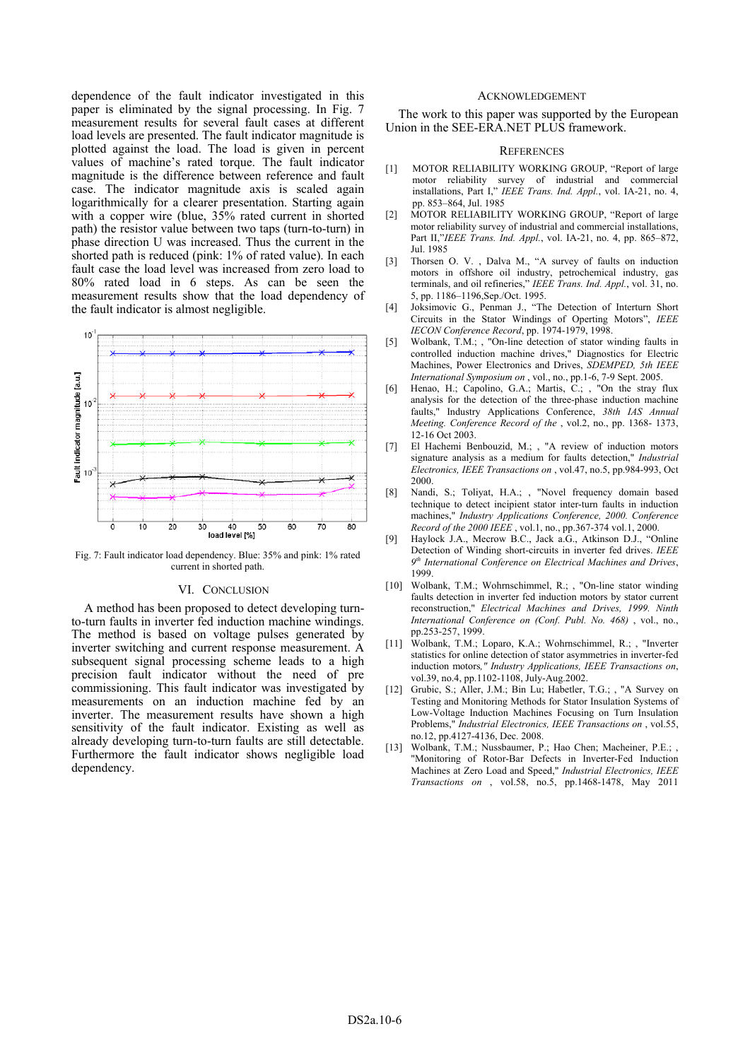dependence of the fault indicator investigated in this paper is eliminated by the signal processing. In Fig. 7 measurement results for several fault cases at different load levels are presented. The fault indicator magnitude is plotted against the load. The load is given in percent values of machine's rated torque. The fault indicator magnitude is the difference between reference and fault case. The indicator magnitude axis is scaled again logarithmically for a clearer presentation. Starting again with a copper wire (blue, 35% rated current in shorted path) the resistor value between two taps (turn-to-turn) in phase direction U was increased. Thus the current in the shorted path is reduced (pink: 1% of rated value). In each fault case the load level was increased from zero load to 80% rated load in 6 steps. As can be seen the measurement results show that the load dependency of the fault indicator is almost negligible.

Fault indicator magnitude [a.u.]

$10^{-1}$

$10^{-2}$

$10^{-3}$

0 10 20 30 40 50 60 70 80

load level [%]

Fig. 7: Fault indicator load dependency. Blue: 35% and pink: 1% rated current in shorted path.

## VI. Conclusion

A method has been proposed to detect developing turn-to-turn faults in inverter fed induction machine windings. The method is based on voltage pulses generated by inverter switching and current response measurement. A subsequent signal processing scheme leads to a high precision fault indicator without the need of pre commissioning. This fault indicator was investigated by measurements on an induction machine fed by an inverter. The measurement results have shown a high sensitivity of the fault indicator. Existing as well as already developing turn-to-turn faults are still detectable. Furthermore the fault indicator shows negligible load dependency.

## Acknowledgement

The work to this paper was supported by the European Union in the SEE-ERA.NET PLUS framework.

## References

[1] MOTOR RELIABILITY WORKING GROUP, "Report of large motor reliability survey of industrial and commercial installations, Part I," *IEEE Trans. Ind. Appl.*, vol. IA-21, no. 4, pp. 853–864, Jul. 1985

[2] MOTOR RELIABILITY WORKING GROUP, "Report of large motor reliability survey of industrial and commercial installations, Part II,"*IEEE Trans. Ind. Appl.*, vol. IA-21, no. 4, pp. 865–872, Jul. 1985

[3] Thorsen O. V. , Dalva M., "A survey of faults on induction motors in offshore oil industry, petrochemical industry, gas terminals, and oil refineries," *IEEE Trans. Ind. Appl.*, vol. 31, no. 5, pp. 1186–1196,Sep./Oct. 1995.

[4] Joksimovic G., Penman J., "The Detection of Interturn Short Circuits in the Stator Windings of Operting Motors", *IEEE IECON Conference Record*, pp. 1974-1979, 1998.

[5] Wolbank, T.M.; , "On-line detection of stator winding faults in controlled induction machine drives," Diagnostics for Electric Machines, Power Electronics and Drives, *SDEMPED, 5th IEEE International Symposium on* , vol., no., pp.1-6, 7-9 Sept. 2005.

[6] Henao, H.; Capolino, G.A.; Martis, C.; , "On the stray flux analysis for the detection of the three-phase induction machine faults," Industry Applications Conference, *38th IAS Annual Meeting. Conference Record of the* , vol.2, no., pp. 1368- 1373, 12-16 Oct 2003.

[7] El Hachemi Benbouzid, M.; , "A review of induction motors signature analysis as a medium for faults detection," *Industrial Electronics, IEEE Transactions on* , vol.47, no.5, pp.984-993, Oct 2000.

[8] Nandi, S.; Toliyat, H.A.; , "Novel frequency domain based technique to detect incipient stator inter-turn faults in induction machines," *Industry Applications Conference, 2000. Conference Record of the 2000 IEEE* , vol.1, no., pp.367-374 vol.1, 2000.

[9] Haylock J.A., Mecrow B.C., Jack a.G., Atkinson D.J., "Online Detection of Winding short-circuits in inverter fed drives. *IEEE 9th International Conference on Electrical Machines and Drives*, 1999.

[10] Wolbank, T.M.; Wohrnschimmel, R.; , "On-line stator winding faults detection in inverter fed induction motors by stator current reconstruction," *Electrical Machines and Drives, 1999. Ninth International Conference on (Conf. Publ. No. 468)* , vol., no., pp.253-257, 1999.

[11] Wolbank, T.M.; Loparo, K.A.; Wohrnschimmel, R.; , "Inverter statistics for online detection of stator asymmetries in inverter-fed induction motors," *Industry Applications, IEEE Transactions on*, vol.39, no.4, pp.1102-1108, July-Aug.2002.

[12] Grubic, S.; Aller, J.M.; Bin Lu; Habetler, T.G.; , "A Survey on Testing and Monitoring Methods for Stator Insulation Systems of Low-Voltage Induction Machines Focusing on Turn Insulation Problems," *Industrial Electronics, IEEE Transactions on* , vol.55, no.12, pp.4127-4136, Dec. 2008.

[13] Wolbank, T.M.; Nussbaumer, P.; Hao Chen; Macheiner, P.E.; , "Monitoring of Rotor-Bar Defects in Inverter-Fed Induction Machines at Zero Load and Speed," *Industrial Electronics, IEEE Transactions on* , vol.58, no.5, pp.1468-1478, May 2011